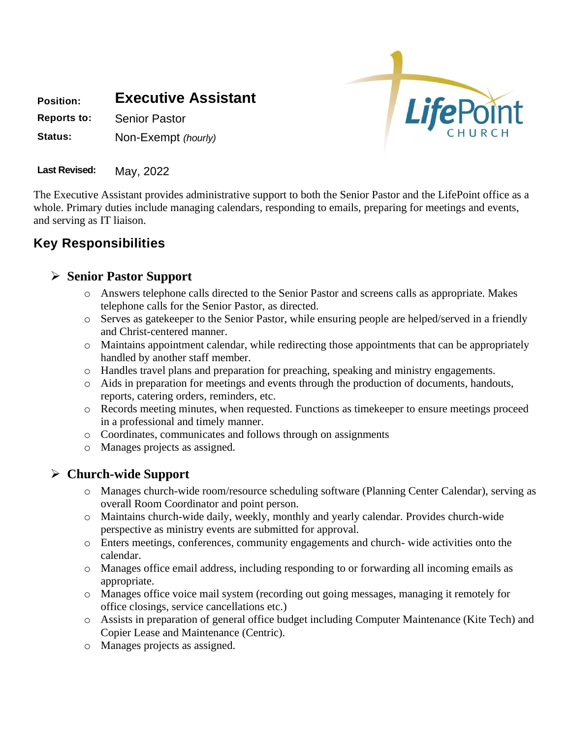**Position:** **Executive Assistant**
**Reports to:** Senior Pastor
**Status:** Non-Exempt *(hourly)*

**Last Revised:** May, 2022

LifePoint CHURCH

The Executive Assistant provides administrative support to both the Senior Pastor and the LifePoint office as a whole. Primary duties include managing calendars, responding to emails, preparing for meetings and events, and serving as IT liaison.

## Key Responsibilities

### Senior Pastor Support

- Answers telephone calls directed to the Senior Pastor and screens calls as appropriate. Makes telephone calls for the Senior Pastor, as directed.
- Serves as gatekeeper to the Senior Pastor, while ensuring people are helped/served in a friendly and Christ-centered manner.
- Maintains appointment calendar, while redirecting those appointments that can be appropriately handled by another staff member.
- Handles travel plans and preparation for preaching, speaking and ministry engagements.
- Aids in preparation for meetings and events through the production of documents, handouts, reports, catering orders, reminders, etc.
- Records meeting minutes, when requested. Functions as timekeeper to ensure meetings proceed in a professional and timely manner.
- Coordinates, communicates and follows through on assignments
- Manages projects as assigned.

### Church-wide Support

- Manages church-wide room/resource scheduling software (Planning Center Calendar), serving as overall Room Coordinator and point person.
- Maintains church-wide daily, weekly, monthly and yearly calendar. Provides church-wide perspective as ministry events are submitted for approval.
- Enters meetings, conferences, community engagements and church- wide activities onto the calendar.
- Manages office email address, including responding to or forwarding all incoming emails as appropriate.
- Manages office voice mail system (recording out going messages, managing it remotely for office closings, service cancellations etc.)
- Assists in preparation of general office budget including Computer Maintenance (Kite Tech) and Copier Lease and Maintenance (Centric).
- Manages projects as assigned.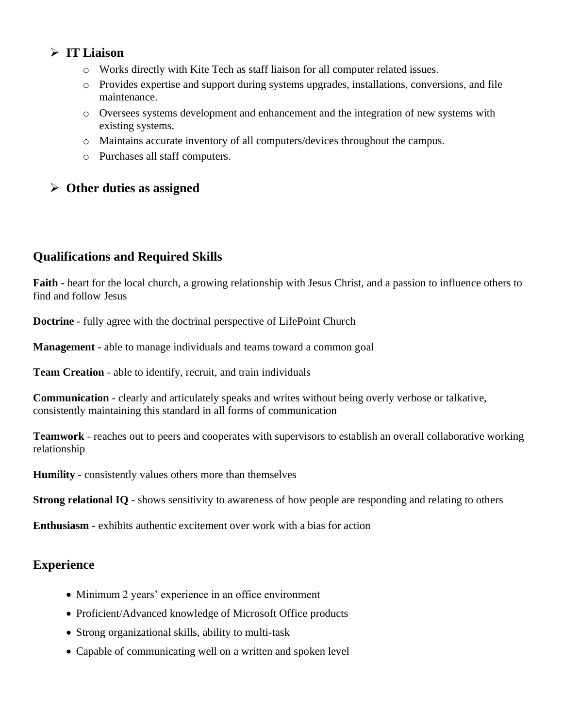- **IT Liaison**
  - Works directly with Kite Tech as staff liaison for all computer related issues.
  - Provides expertise and support during systems upgrades, installations, conversions, and file maintenance.
  - Oversees systems development and enhancement and the integration of new systems with existing systems.
  - Maintains accurate inventory of all computers/devices throughout the campus.
  - Purchases all staff computers.

- **Other duties as assigned**

## Qualifications and Required Skills

**Faith** - heart for the local church, a growing relationship with Jesus Christ, and a passion to influence others to find and follow Jesus

**Doctrine** - fully agree with the doctrinal perspective of LifePoint Church

**Management** - able to manage individuals and teams toward a common goal

**Team Creation** - able to identify, recruit, and train individuals

**Communication** - clearly and articulately speaks and writes without being overly verbose or talkative, consistently maintaining this standard in all forms of communication

**Teamwork** - reaches out to peers and cooperates with supervisors to establish an overall collaborative working relationship

**Humility** - consistently values others more than themselves

**Strong relational IQ** - shows sensitivity to awareness of how people are responding and relating to others

**Enthusiasm** - exhibits authentic excitement over work with a bias for action

## Experience

- Minimum 2 years' experience in an office environment
- Proficient/Advanced knowledge of Microsoft Office products
- Strong organizational skills, ability to multi-task
- Capable of communicating well on a written and spoken level